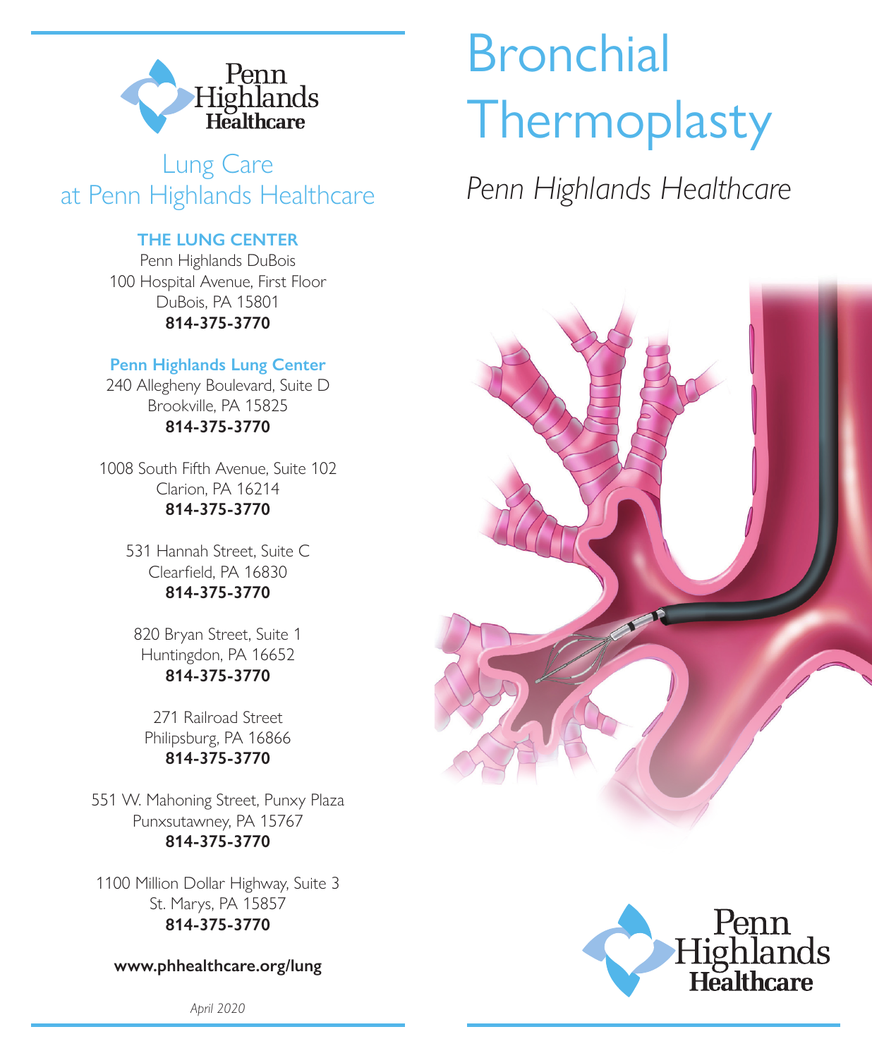# Bronchial Thermoplasty

*Penn Highlands Healthcare*

## Lung Care at Penn Highlands Healthcare

**THE LUNG CENTER**
Penn Highlands DuBois
100 Hospital Avenue, First Floor
DuBois, PA 15801
**814-375-3770**

**Penn Highlands Lung Center**
240 Allegheny Boulevard, Suite D
Brookville, PA 15825
**814-375-3770**

1008 South Fifth Avenue, Suite 102
Clarion, PA 16214
**814-375-3770**

531 Hannah Street, Suite C
Clearfield, PA 16830
**814-375-3770**

820 Bryan Street, Suite 1
Huntingdon, PA 16652
**814-375-3770**

271 Railroad Street
Philipsburg, PA 16866
**814-375-3770**

551 W. Mahoning Street, Punxy Plaza
Punxsutawney, PA 15767
**814-375-3770**

1100 Million Dollar Highway, Suite 3
St. Marys, PA 15857
**814-375-3770**

**www.phhealthcare.org/lung**

*April 2020*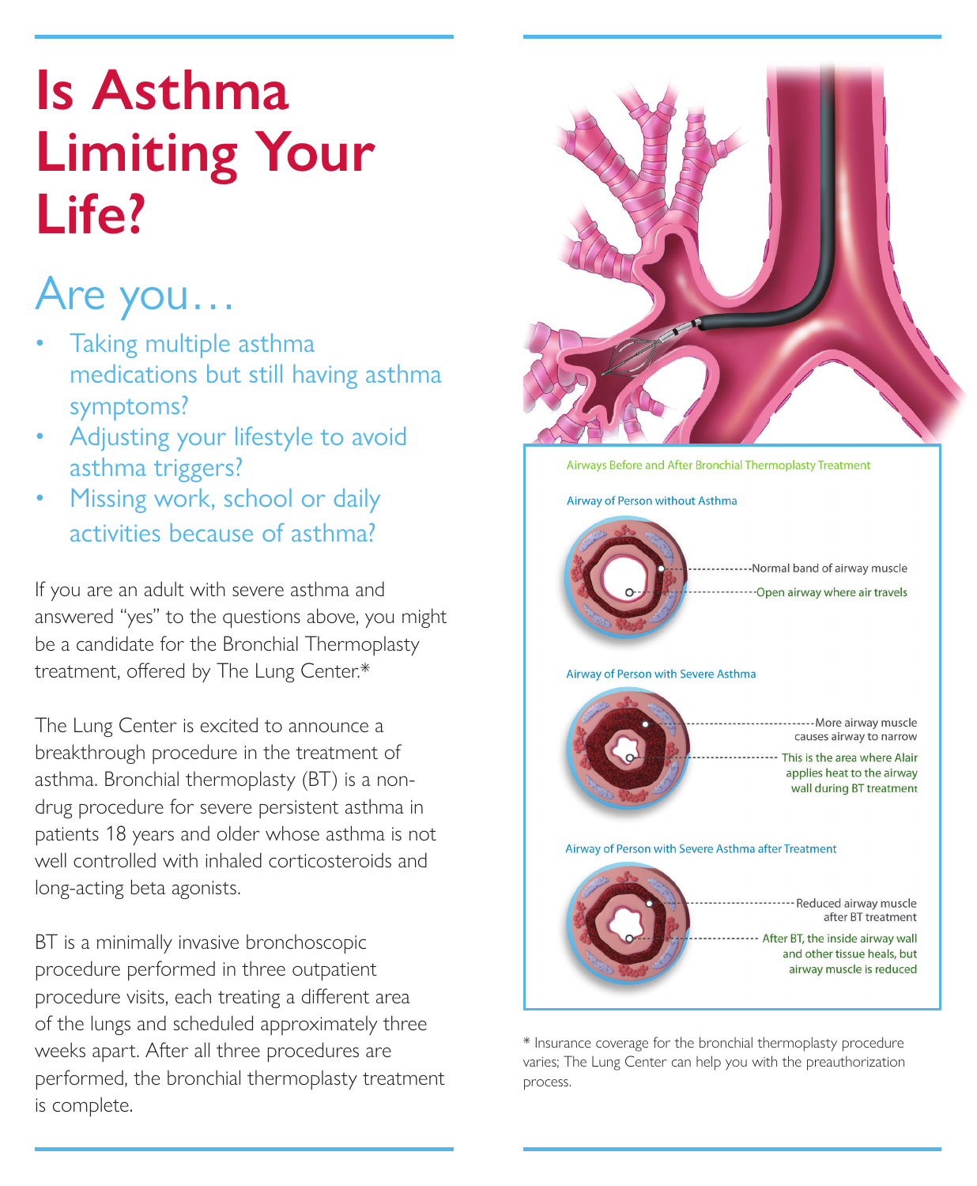# Is Asthma Limiting Your Life?

## Are you…

- Taking multiple asthma medications but still having asthma symptoms?
- Adjusting your lifestyle to avoid asthma triggers?
- Missing work, school or daily activities because of asthma?

If you are an adult with severe asthma and answered "yes" to the questions above, you might be a candidate for the Bronchial Thermoplasty treatment, offered by The Lung Center.*

The Lung Center is excited to announce a breakthrough procedure in the treatment of asthma. Bronchial thermoplasty (BT) is a non-drug procedure for severe persistent asthma in patients 18 years and older whose asthma is not well controlled with inhaled corticosteroids and long-acting beta agonists.

BT is a minimally invasive bronchoscopic procedure performed in three outpatient procedure visits, each treating a different area of the lungs and scheduled approximately three weeks apart. After all three procedures are performed, the bronchial thermoplasty treatment is complete.

Airways Before and After Bronchial Thermoplasty Treatment

Airway of Person without Asthma

Normal band of airway muscle

Open airway where air travels

Airway of Person with Severe Asthma

More airway muscle causes airway to narrow

This is the area where Alair applies heat to the airway wall during BT treatment

Airway of Person with Severe Asthma after Treatment

Reduced airway muscle after BT treatment

After BT, the inside airway wall and other tissue heals, but airway muscle is reduced

* Insurance coverage for the bronchial thermoplasty procedure varies; The Lung Center can help you with the preauthorization process.